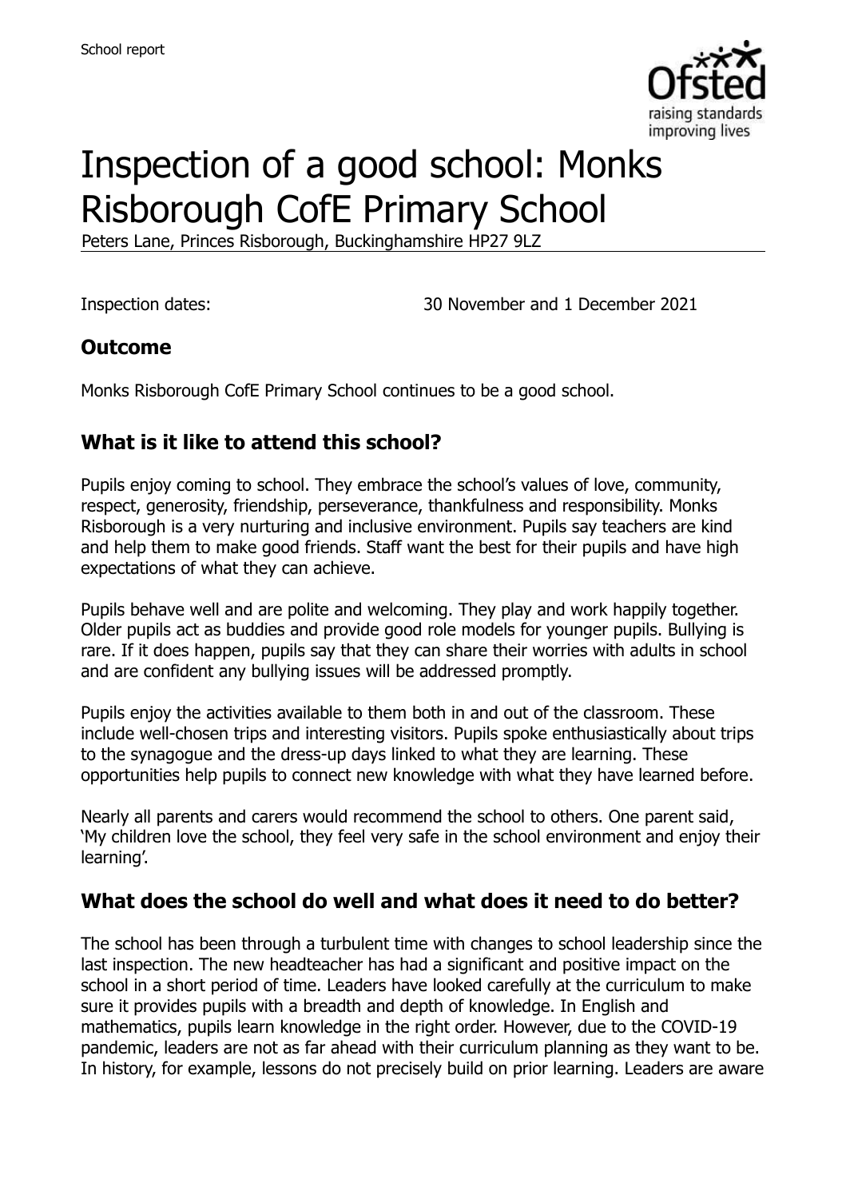School report

# Inspection of a good school: Monks Risborough CofE Primary School

Peters Lane, Princes Risborough, Buckinghamshire HP27 9LZ

Inspection dates: 30 November and 1 December 2021

## Outcome

Monks Risborough CofE Primary School continues to be a good school.

## What is it like to attend this school?

Pupils enjoy coming to school. They embrace the school's values of love, community, respect, generosity, friendship, perseverance, thankfulness and responsibility. Monks Risborough is a very nurturing and inclusive environment. Pupils say teachers are kind and help them to make good friends. Staff want the best for their pupils and have high expectations of what they can achieve.

Pupils behave well and are polite and welcoming. They play and work happily together. Older pupils act as buddies and provide good role models for younger pupils. Bullying is rare. If it does happen, pupils say that they can share their worries with adults in school and are confident any bullying issues will be addressed promptly.

Pupils enjoy the activities available to them both in and out of the classroom. These include well-chosen trips and interesting visitors. Pupils spoke enthusiastically about trips to the synagogue and the dress-up days linked to what they are learning. These opportunities help pupils to connect new knowledge with what they have learned before.

Nearly all parents and carers would recommend the school to others. One parent said, 'My children love the school, they feel very safe in the school environment and enjoy their learning'.

## What does the school do well and what does it need to do better?

The school has been through a turbulent time with changes to school leadership since the last inspection. The new headteacher has had a significant and positive impact on the school in a short period of time. Leaders have looked carefully at the curriculum to make sure it provides pupils with a breadth and depth of knowledge. In English and mathematics, pupils learn knowledge in the right order. However, due to the COVID-19 pandemic, leaders are not as far ahead with their curriculum planning as they want to be. In history, for example, lessons do not precisely build on prior learning. Leaders are aware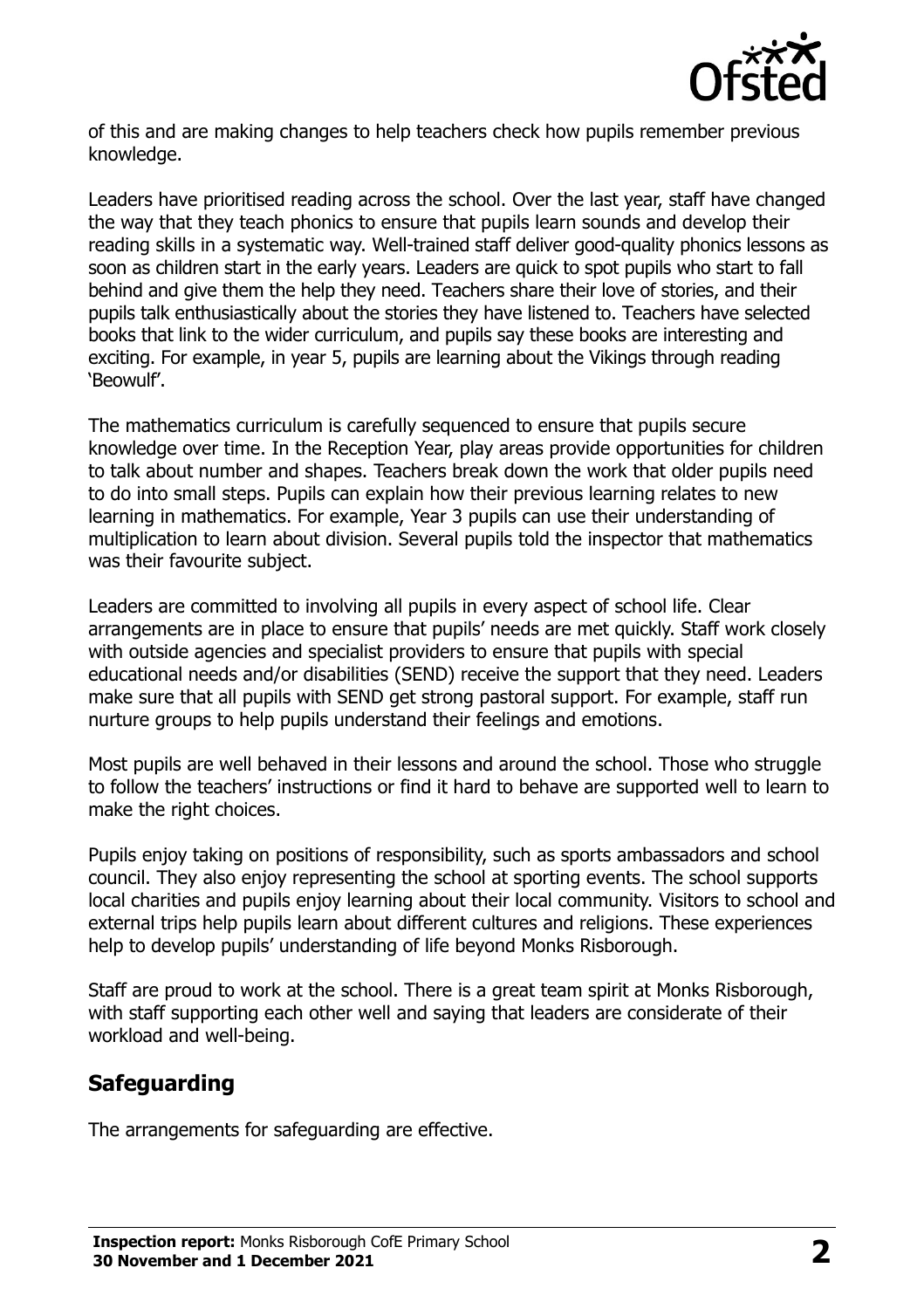of this and are making changes to help teachers check how pupils remember previous knowledge.

Leaders have prioritised reading across the school. Over the last year, staff have changed the way that they teach phonics to ensure that pupils learn sounds and develop their reading skills in a systematic way. Well-trained staff deliver good-quality phonics lessons as soon as children start in the early years. Leaders are quick to spot pupils who start to fall behind and give them the help they need. Teachers share their love of stories, and their pupils talk enthusiastically about the stories they have listened to. Teachers have selected books that link to the wider curriculum, and pupils say these books are interesting and exciting. For example, in year 5, pupils are learning about the Vikings through reading 'Beowulf'.

The mathematics curriculum is carefully sequenced to ensure that pupils secure knowledge over time. In the Reception Year, play areas provide opportunities for children to talk about number and shapes. Teachers break down the work that older pupils need to do into small steps. Pupils can explain how their previous learning relates to new learning in mathematics. For example, Year 3 pupils can use their understanding of multiplication to learn about division. Several pupils told the inspector that mathematics was their favourite subject.

Leaders are committed to involving all pupils in every aspect of school life. Clear arrangements are in place to ensure that pupils' needs are met quickly. Staff work closely with outside agencies and specialist providers to ensure that pupils with special educational needs and/or disabilities (SEND) receive the support that they need. Leaders make sure that all pupils with SEND get strong pastoral support. For example, staff run nurture groups to help pupils understand their feelings and emotions.

Most pupils are well behaved in their lessons and around the school. Those who struggle to follow the teachers' instructions or find it hard to behave are supported well to learn to make the right choices.

Pupils enjoy taking on positions of responsibility, such as sports ambassadors and school council. They also enjoy representing the school at sporting events. The school supports local charities and pupils enjoy learning about their local community. Visitors to school and external trips help pupils learn about different cultures and religions. These experiences help to develop pupils' understanding of life beyond Monks Risborough.

Staff are proud to work at the school. There is a great team spirit at Monks Risborough, with staff supporting each other well and saying that leaders are considerate of their workload and well-being.

## Safeguarding

The arrangements for safeguarding are effective.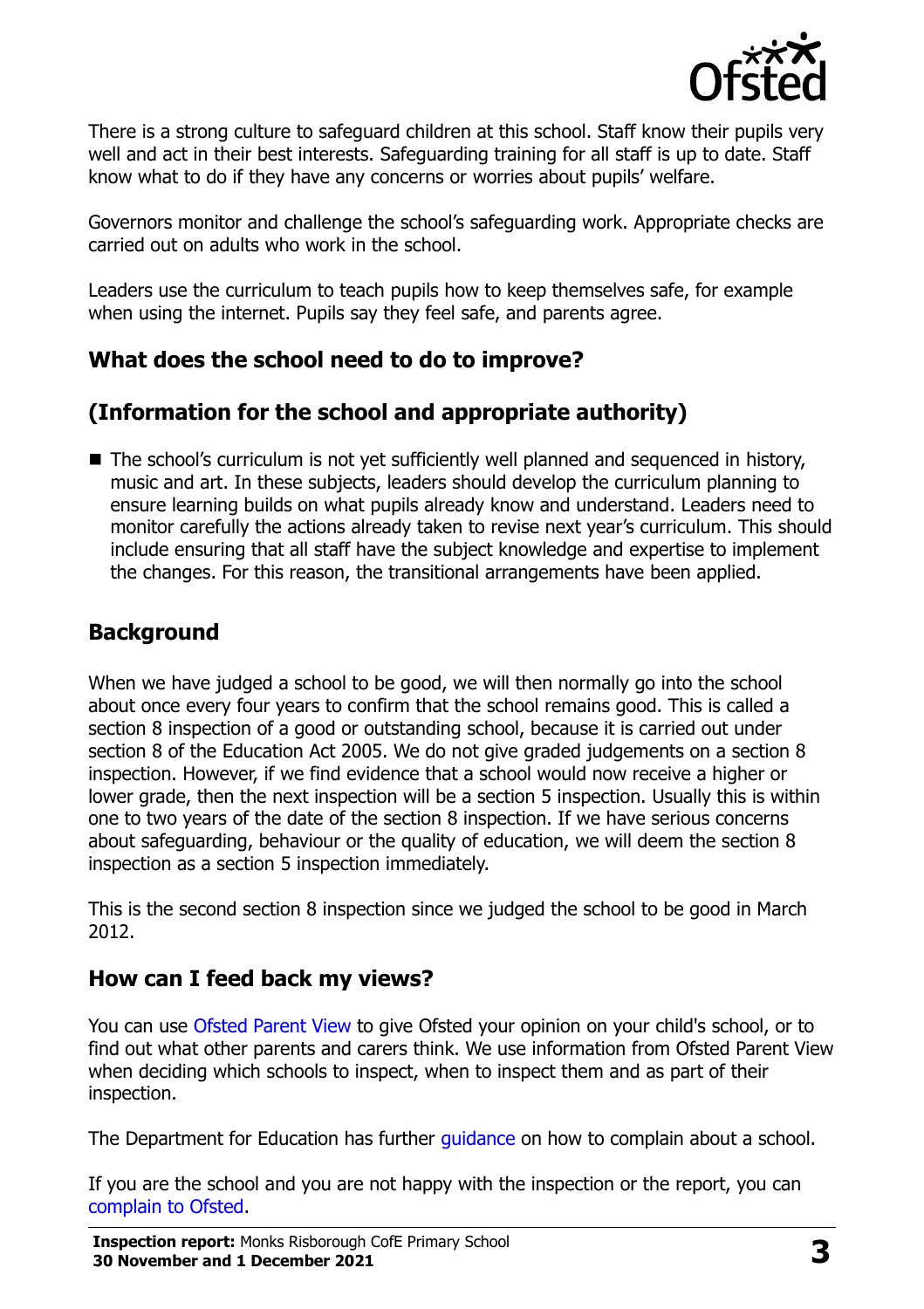There is a strong culture to safeguard children at this school. Staff know their pupils very well and act in their best interests. Safeguarding training for all staff is up to date. Staff know what to do if they have any concerns or worries about pupils' welfare.

Governors monitor and challenge the school's safeguarding work. Appropriate checks are carried out on adults who work in the school.

Leaders use the curriculum to teach pupils how to keep themselves safe, for example when using the internet. Pupils say they feel safe, and parents agree.

## What does the school need to do to improve?

## (Information for the school and appropriate authority)

- The school's curriculum is not yet sufficiently well planned and sequenced in history, music and art. In these subjects, leaders should develop the curriculum planning to ensure learning builds on what pupils already know and understand. Leaders need to monitor carefully the actions already taken to revise next year's curriculum. This should include ensuring that all staff have the subject knowledge and expertise to implement the changes. For this reason, the transitional arrangements have been applied.

## Background

When we have judged a school to be good, we will then normally go into the school about once every four years to confirm that the school remains good. This is called a section 8 inspection of a good or outstanding school, because it is carried out under section 8 of the Education Act 2005. We do not give graded judgements on a section 8 inspection. However, if we find evidence that a school would now receive a higher or lower grade, then the next inspection will be a section 5 inspection. Usually this is within one to two years of the date of the section 8 inspection. If we have serious concerns about safeguarding, behaviour or the quality of education, we will deem the section 8 inspection as a section 5 inspection immediately.

This is the second section 8 inspection since we judged the school to be good in March 2012.

## How can I feed back my views?

You can use Ofsted Parent View to give Ofsted your opinion on your child's school, or to find out what other parents and carers think. We use information from Ofsted Parent View when deciding which schools to inspect, when to inspect them and as part of their inspection.

The Department for Education has further guidance on how to complain about a school.

If you are the school and you are not happy with the inspection or the report, you can complain to Ofsted.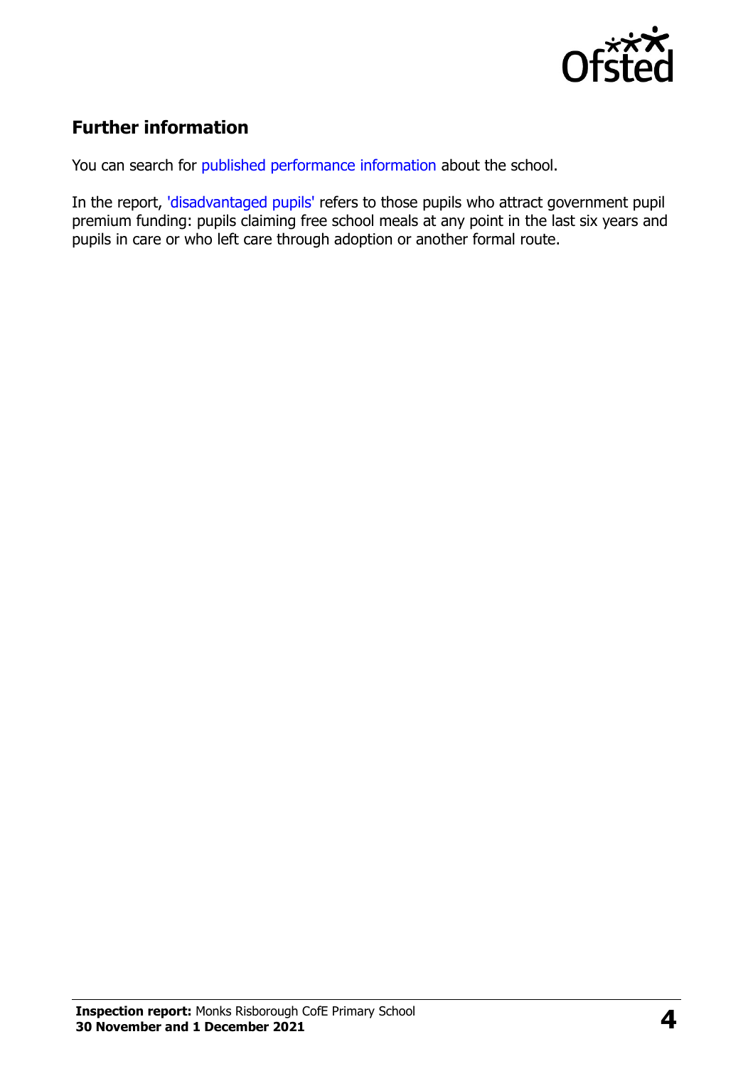## Further information

You can search for published performance information about the school.

In the report, 'disadvantaged pupils' refers to those pupils who attract government pupil premium funding: pupils claiming free school meals at any point in the last six years and pupils in care or who left care through adoption or another formal route.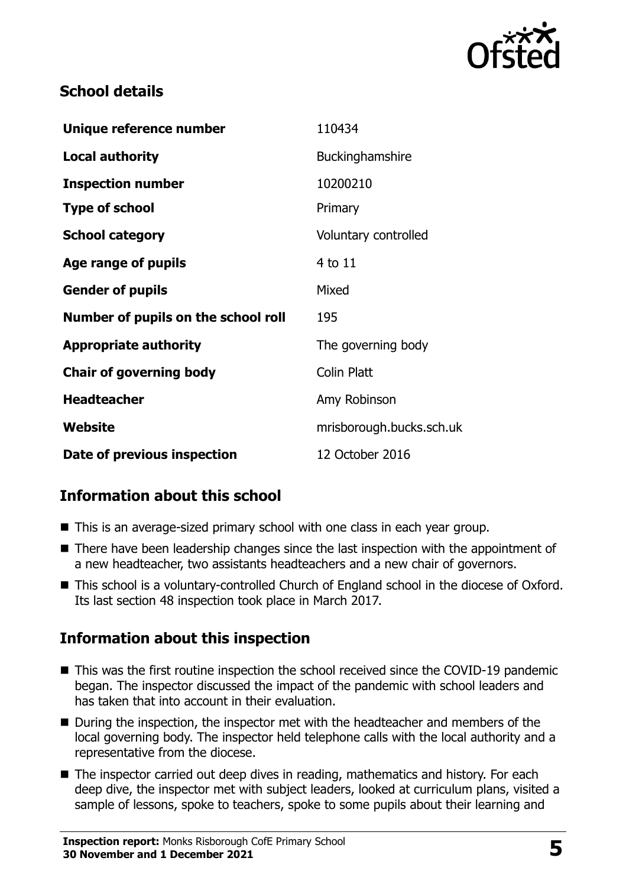## School details

| | |
|---|---|
| **Unique reference number** | 110434 |
| **Local authority** | Buckinghamshire |
| **Inspection number** | 10200210 |
| **Type of school** | Primary |
| **School category** | Voluntary controlled |
| **Age range of pupils** | 4 to 11 |
| **Gender of pupils** | Mixed |
| **Number of pupils on the school roll** | 195 |
| **Appropriate authority** | The governing body |
| **Chair of governing body** | Colin Platt |
| **Headteacher** | Amy Robinson |
| **Website** | mrisborough.bucks.sch.uk |
| **Date of previous inspection** | 12 October 2016 |

## Information about this school

- This is an average-sized primary school with one class in each year group.
- There have been leadership changes since the last inspection with the appointment of a new headteacher, two assistants headteachers and a new chair of governors.
- This school is a voluntary-controlled Church of England school in the diocese of Oxford. Its last section 48 inspection took place in March 2017.

## Information about this inspection

- This was the first routine inspection the school received since the COVID-19 pandemic began. The inspector discussed the impact of the pandemic with school leaders and has taken that into account in their evaluation.
- During the inspection, the inspector met with the headteacher and members of the local governing body. The inspector held telephone calls with the local authority and a representative from the diocese.
- The inspector carried out deep dives in reading, mathematics and history. For each deep dive, the inspector met with subject leaders, looked at curriculum plans, visited a sample of lessons, spoke to teachers, spoke to some pupils about their learning and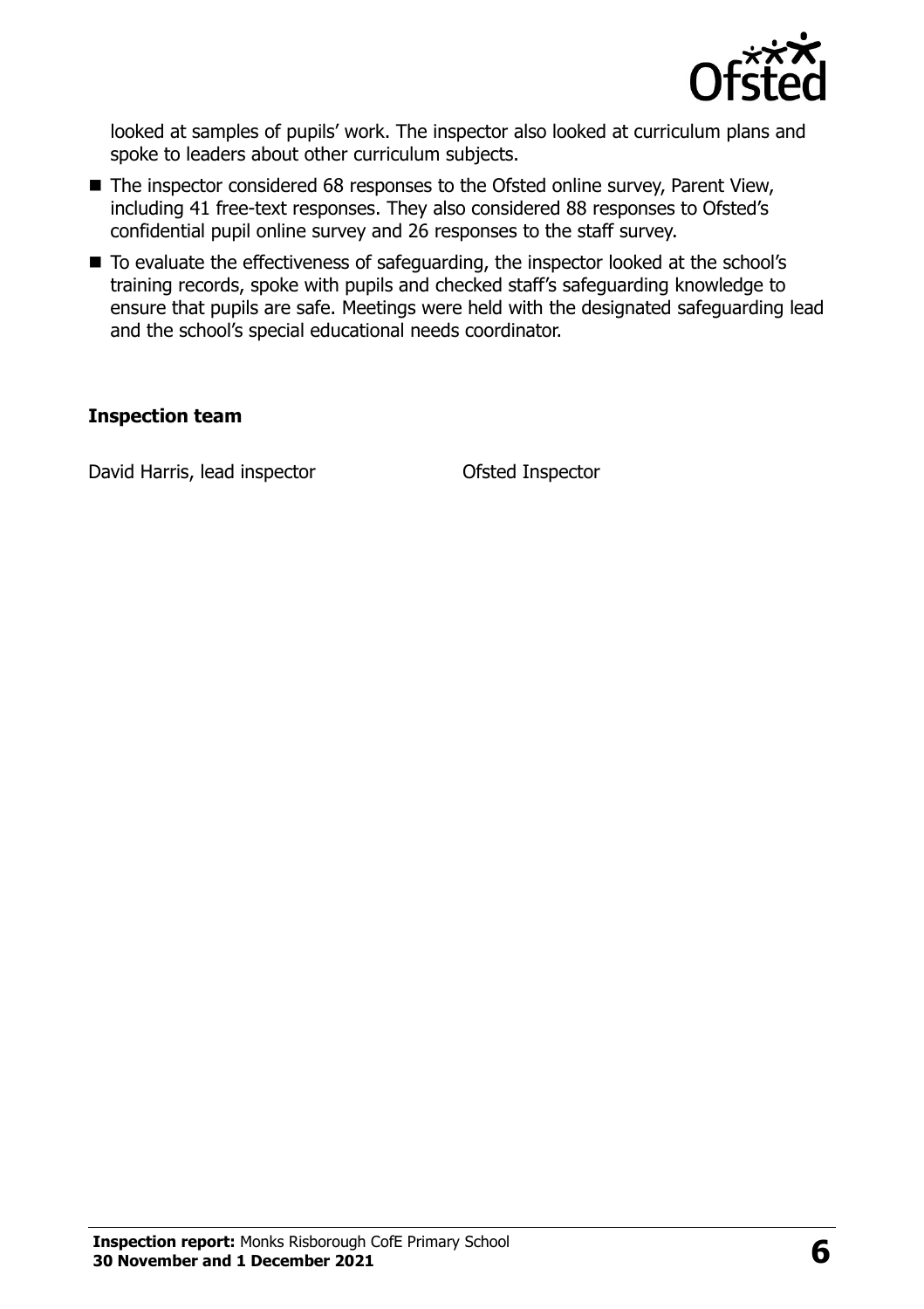looked at samples of pupils' work. The inspector also looked at curriculum plans and spoke to leaders about other curriculum subjects.

- The inspector considered 68 responses to the Ofsted online survey, Parent View, including 41 free-text responses. They also considered 88 responses to Ofsted's confidential pupil online survey and 26 responses to the staff survey.
- To evaluate the effectiveness of safeguarding, the inspector looked at the school's training records, spoke with pupils and checked staff's safeguarding knowledge to ensure that pupils are safe. Meetings were held with the designated safeguarding lead and the school's special educational needs coordinator.

### Inspection team

| | |
|---|---|
| David Harris, lead inspector | Ofsted Inspector |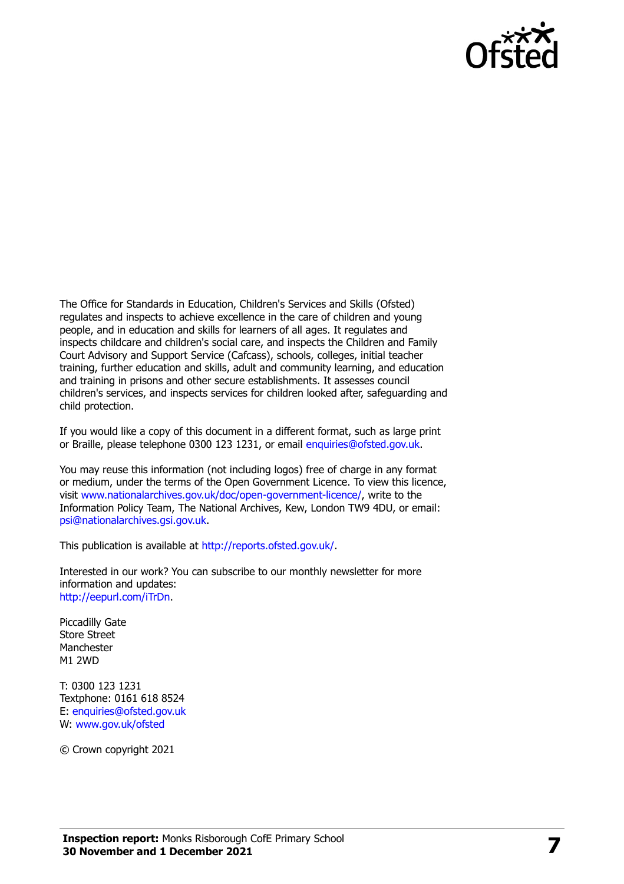The Office for Standards in Education, Children's Services and Skills (Ofsted) regulates and inspects to achieve excellence in the care of children and young people, and in education and skills for learners of all ages. It regulates and inspects childcare and children's social care, and inspects the Children and Family Court Advisory and Support Service (Cafcass), schools, colleges, initial teacher training, further education and skills, adult and community learning, and education and training in prisons and other secure establishments. It assesses council children's services, and inspects services for children looked after, safeguarding and child protection.

If you would like a copy of this document in a different format, such as large print or Braille, please telephone 0300 123 1231, or email enquiries@ofsted.gov.uk.

You may reuse this information (not including logos) free of charge in any format or medium, under the terms of the Open Government Licence. To view this licence, visit www.nationalarchives.gov.uk/doc/open-government-licence/, write to the Information Policy Team, The National Archives, Kew, London TW9 4DU, or email: psi@nationalarchives.gsi.gov.uk.

This publication is available at http://reports.ofsted.gov.uk/.

Interested in our work? You can subscribe to our monthly newsletter for more information and updates: http://eepurl.com/iTrDn.

Piccadilly Gate
Store Street
Manchester
M1 2WD

T: 0300 123 1231
Textphone: 0161 618 8524
E: enquiries@ofsted.gov.uk
W: www.gov.uk/ofsted

© Crown copyright 2021